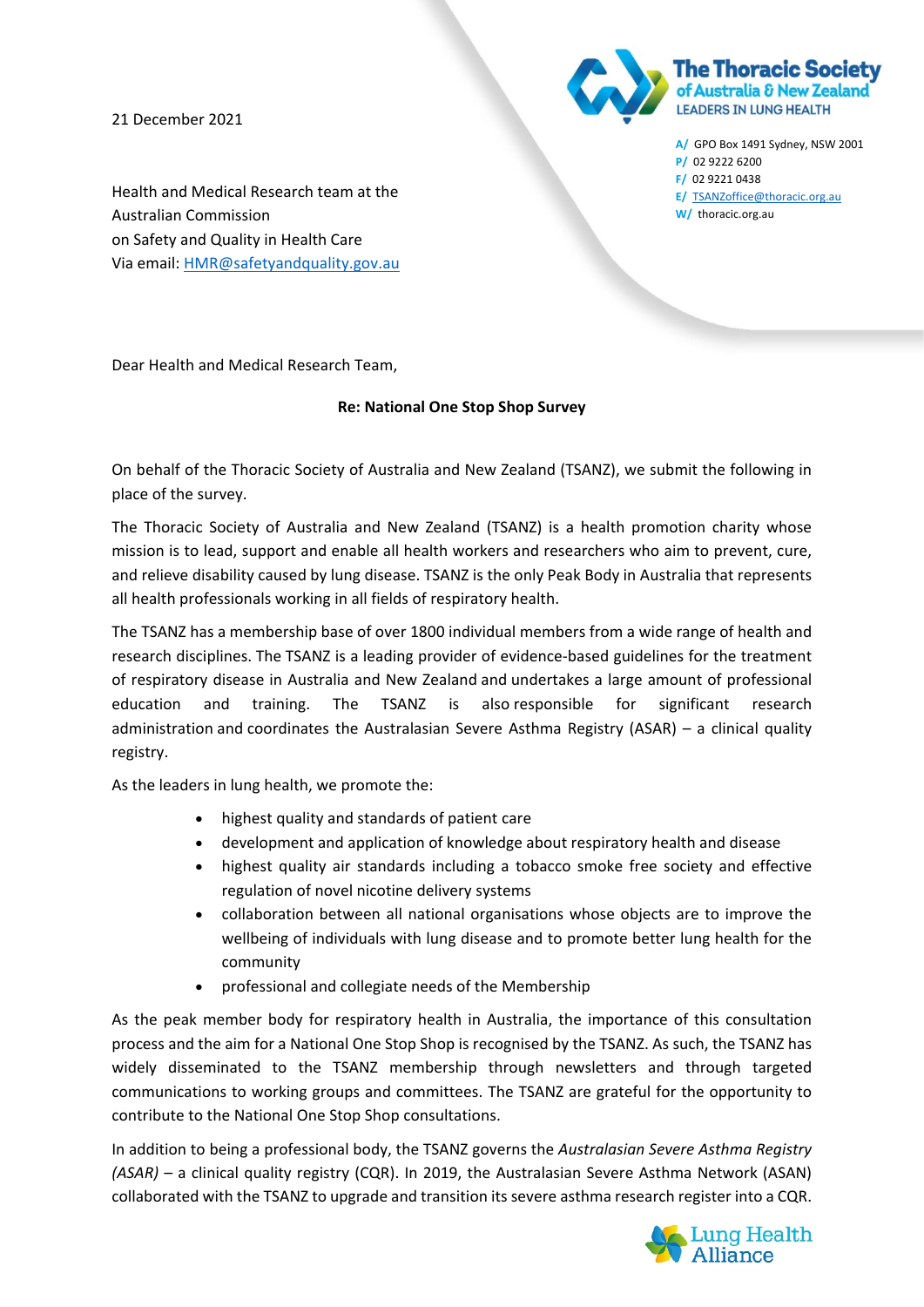21 December 2021

**The Thoracic Society of Australia & New Zealand**
LEADERS IN LUNG HEALTH

A/ GPO Box 1491 Sydney, NSW 2001
P/ 02 9222 6200
F/ 02 9221 0438
E/ TSANZoffice@thoracic.org.au
W/ thoracic.org.au

Health and Medical Research team at the Australian Commission on Safety and Quality in Health Care
Via email: HMR@safetyandquality.gov.au

Dear Health and Medical Research Team,

**Re: National One Stop Shop Survey**

On behalf of the Thoracic Society of Australia and New Zealand (TSANZ), we submit the following in place of the survey.

The Thoracic Society of Australia and New Zealand (TSANZ) is a health promotion charity whose mission is to lead, support and enable all health workers and researchers who aim to prevent, cure, and relieve disability caused by lung disease. TSANZ is the only Peak Body in Australia that represents all health professionals working in all fields of respiratory health.

The TSANZ has a membership base of over 1800 individual members from a wide range of health and research disciplines. The TSANZ is a leading provider of evidence-based guidelines for the treatment of respiratory disease in Australia and New Zealand and undertakes a large amount of professional education and training. The TSANZ is also responsible for significant research administration and coordinates the Australasian Severe Asthma Registry (ASAR) – a clinical quality registry.

As the leaders in lung health, we promote the:

- highest quality and standards of patient care
- development and application of knowledge about respiratory health and disease
- highest quality air standards including a tobacco smoke free society and effective regulation of novel nicotine delivery systems
- collaboration between all national organisations whose objects are to improve the wellbeing of individuals with lung disease and to promote better lung health for the community
- professional and collegiate needs of the Membership

As the peak member body for respiratory health in Australia, the importance of this consultation process and the aim for a National One Stop Shop is recognised by the TSANZ. As such, the TSANZ has widely disseminated to the TSANZ membership through newsletters and through targeted communications to working groups and committees. The TSANZ are grateful for the opportunity to contribute to the National One Stop Shop consultations.

In addition to being a professional body, the TSANZ governs the *Australasian Severe Asthma Registry (ASAR)* – a clinical quality registry (CQR). In 2019, the Australasian Severe Asthma Network (ASAN) collaborated with the TSANZ to upgrade and transition its severe asthma research register into a CQR.

Lung Health Alliance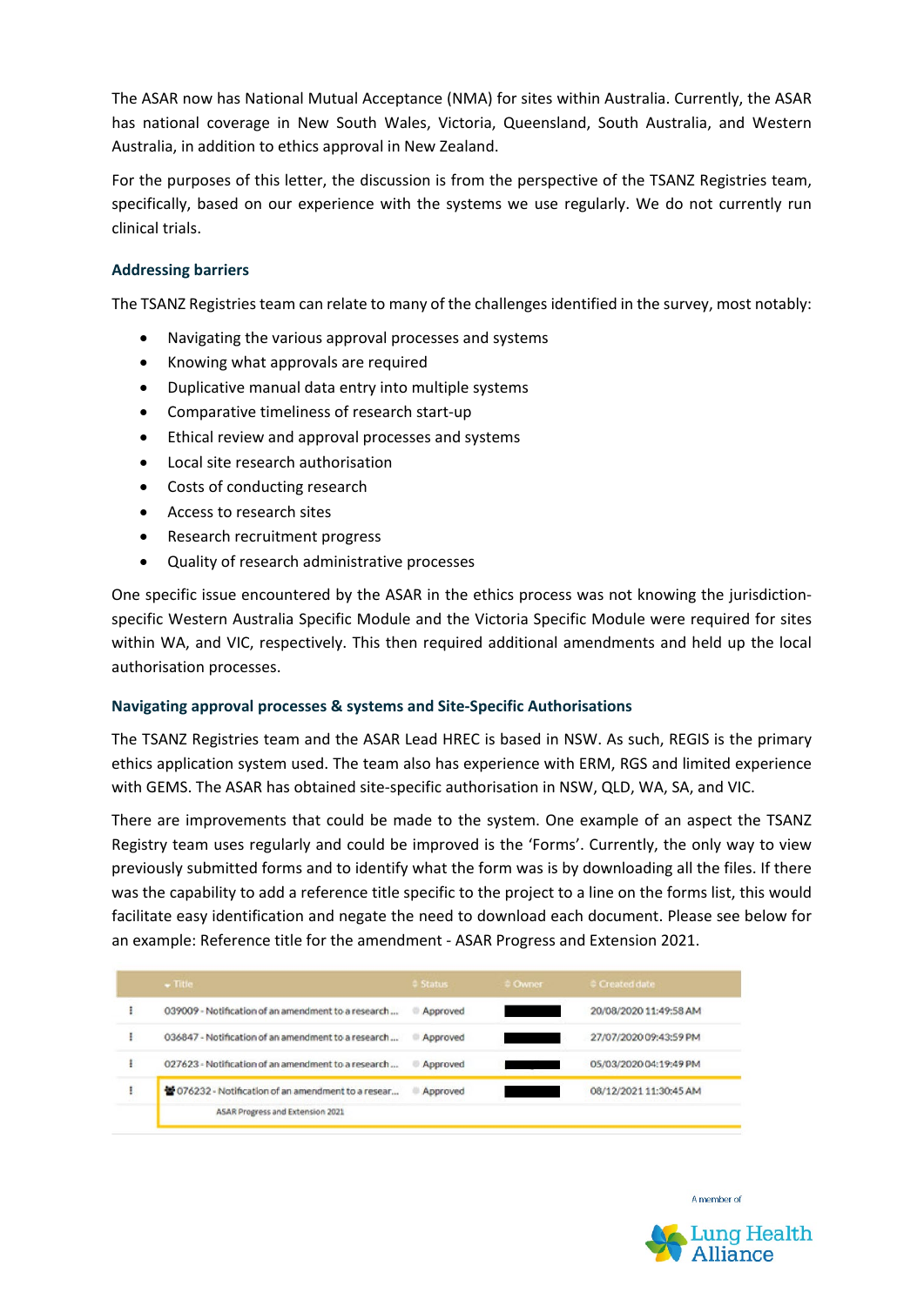The ASAR now has National Mutual Acceptance (NMA) for sites within Australia. Currently, the ASAR has national coverage in New South Wales, Victoria, Queensland, South Australia, and Western Australia, in addition to ethics approval in New Zealand.

For the purposes of this letter, the discussion is from the perspective of the TSANZ Registries team, specifically, based on our experience with the systems we use regularly. We do not currently run clinical trials.

### Addressing barriers

The TSANZ Registries team can relate to many of the challenges identified in the survey, most notably:

- Navigating the various approval processes and systems
- Knowing what approvals are required
- Duplicative manual data entry into multiple systems
- Comparative timeliness of research start-up
- Ethical review and approval processes and systems
- Local site research authorisation
- Costs of conducting research
- Access to research sites
- Research recruitment progress
- Quality of research administrative processes

One specific issue encountered by the ASAR in the ethics process was not knowing the jurisdiction-specific Western Australia Specific Module and the Victoria Specific Module were required for sites within WA, and VIC, respectively. This then required additional amendments and held up the local authorisation processes.

### Navigating approval processes & systems and Site-Specific Authorisations

The TSANZ Registries team and the ASAR Lead HREC is based in NSW. As such, REGIS is the primary ethics application system used. The team also has experience with ERM, RGS and limited experience with GEMS. The ASAR has obtained site-specific authorisation in NSW, QLD, WA, SA, and VIC.

There are improvements that could be made to the system. One example of an aspect the TSANZ Registry team uses regularly and could be improved is the 'Forms'. Currently, the only way to view previously submitted forms and to identify what the form was is by downloading all the files. If there was the capability to add a reference title specific to the project to a line on the forms list, this would facilitate easy identification and negate the need to download each document. Please see below for an example: Reference title for the amendment - ASAR Progress and Extension 2021.

| | Title | Status | Owner | Created date |
|---|---|---|---|---|
| ⋮ | 039009 - Notification of an amendment to a research ... | Approved | | 20/08/2020 11:49:58 AM |
| ⋮ | 036847 - Notification of an amendment to a research ... | Approved | | 27/07/2020 09:43:59 PM |
| ⋮ | 027623 - Notification of an amendment to a research ... | Approved | | 05/03/2020 04:19:49 PM |
| ⋮ | 076232 - Notification of an amendment to a resear... ASAR Progress and Extension 2021 | Approved | | 08/12/2021 11:30:45 AM |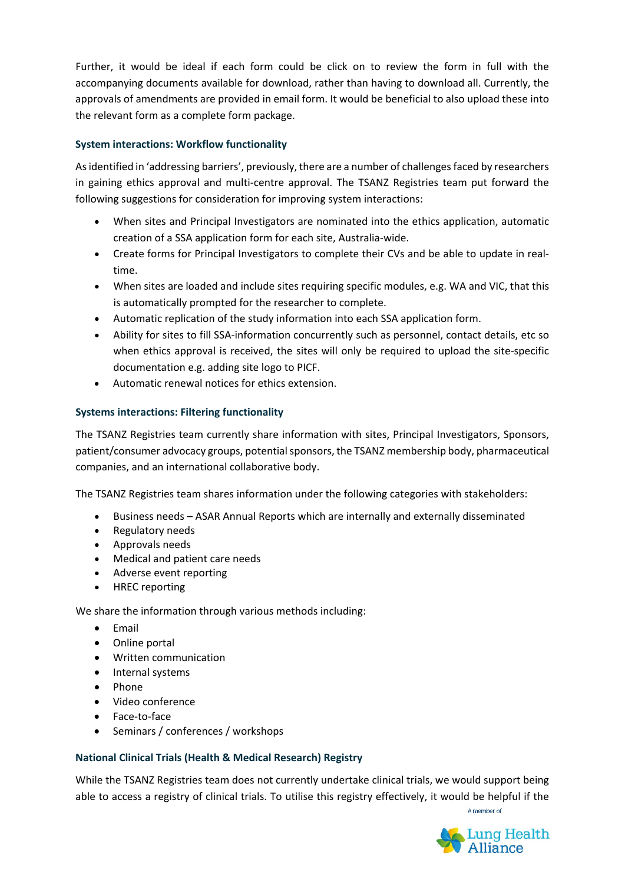Further, it would be ideal if each form could be click on to review the form in full with the accompanying documents available for download, rather than having to download all. Currently, the approvals of amendments are provided in email form. It would be beneficial to also upload these into the relevant form as a complete form package.

### System interactions: Workflow functionality

As identified in 'addressing barriers', previously, there are a number of challenges faced by researchers in gaining ethics approval and multi-centre approval. The TSANZ Registries team put forward the following suggestions for consideration for improving system interactions:

- When sites and Principal Investigators are nominated into the ethics application, automatic creation of a SSA application form for each site, Australia-wide.
- Create forms for Principal Investigators to complete their CVs and be able to update in real-time.
- When sites are loaded and include sites requiring specific modules, e.g. WA and VIC, that this is automatically prompted for the researcher to complete.
- Automatic replication of the study information into each SSA application form.
- Ability for sites to fill SSA-information concurrently such as personnel, contact details, etc so when ethics approval is received, the sites will only be required to upload the site-specific documentation e.g. adding site logo to PICF.
- Automatic renewal notices for ethics extension.

### Systems interactions: Filtering functionality

The TSANZ Registries team currently share information with sites, Principal Investigators, Sponsors, patient/consumer advocacy groups, potential sponsors, the TSANZ membership body, pharmaceutical companies, and an international collaborative body.

The TSANZ Registries team shares information under the following categories with stakeholders:

- Business needs – ASAR Annual Reports which are internally and externally disseminated
- Regulatory needs
- Approvals needs
- Medical and patient care needs
- Adverse event reporting
- HREC reporting

We share the information through various methods including:

- Email
- Online portal
- Written communication
- Internal systems
- Phone
- Video conference
- Face-to-face
- Seminars / conferences / workshops

### National Clinical Trials (Health & Medical Research) Registry

While the TSANZ Registries team does not currently undertake clinical trials, we would support being able to access a registry of clinical trials. To utilise this registry effectively, it would be helpful if the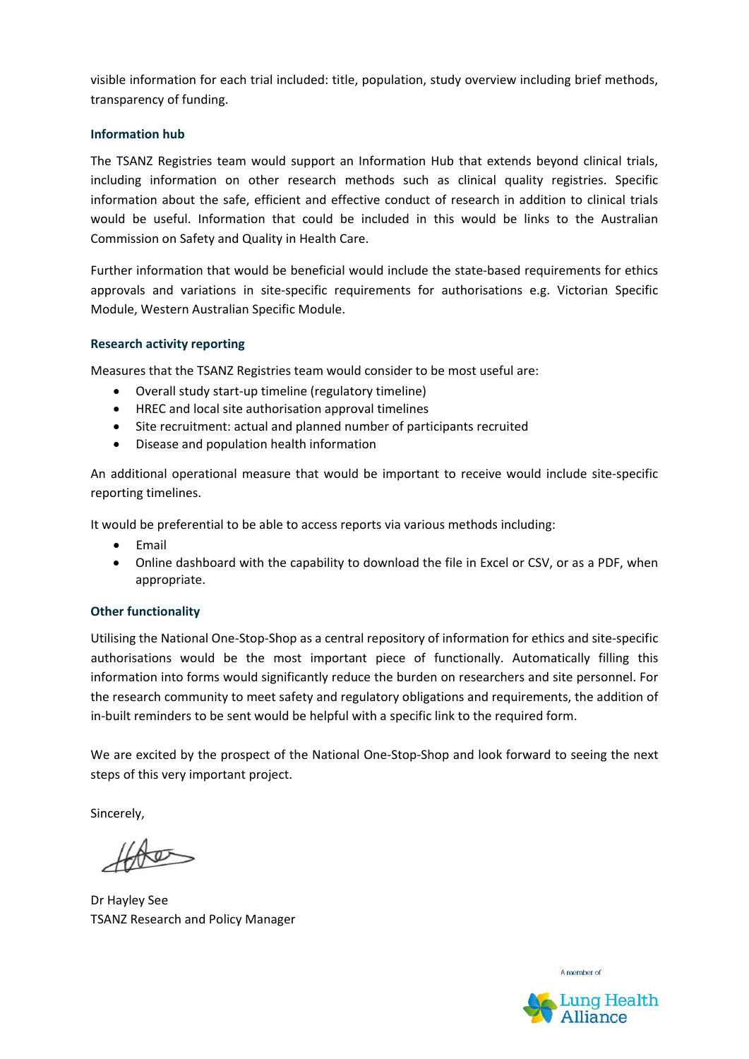visible information for each trial included: title, population, study overview including brief methods, transparency of funding.

### Information hub

The TSANZ Registries team would support an Information Hub that extends beyond clinical trials, including information on other research methods such as clinical quality registries. Specific information about the safe, efficient and effective conduct of research in addition to clinical trials would be useful. Information that could be included in this would be links to the Australian Commission on Safety and Quality in Health Care.

Further information that would be beneficial would include the state-based requirements for ethics approvals and variations in site-specific requirements for authorisations e.g. Victorian Specific Module, Western Australian Specific Module.

### Research activity reporting

Measures that the TSANZ Registries team would consider to be most useful are:

- Overall study start-up timeline (regulatory timeline)
- HREC and local site authorisation approval timelines
- Site recruitment: actual and planned number of participants recruited
- Disease and population health information

An additional operational measure that would be important to receive would include site-specific reporting timelines.

It would be preferential to be able to access reports via various methods including:

- Email
- Online dashboard with the capability to download the file in Excel or CSV, or as a PDF, when appropriate.

### Other functionality

Utilising the National One-Stop-Shop as a central repository of information for ethics and site-specific authorisations would be the most important piece of functionally. Automatically filling this information into forms would significantly reduce the burden on researchers and site personnel. For the research community to meet safety and regulatory obligations and requirements, the addition of in-built reminders to be sent would be helpful with a specific link to the required form.

We are excited by the prospect of the National One-Stop-Shop and look forward to seeing the next steps of this very important project.

Sincerely,

Dr Hayley See
TSANZ Research and Policy Manager

A member of
Lung Health Alliance